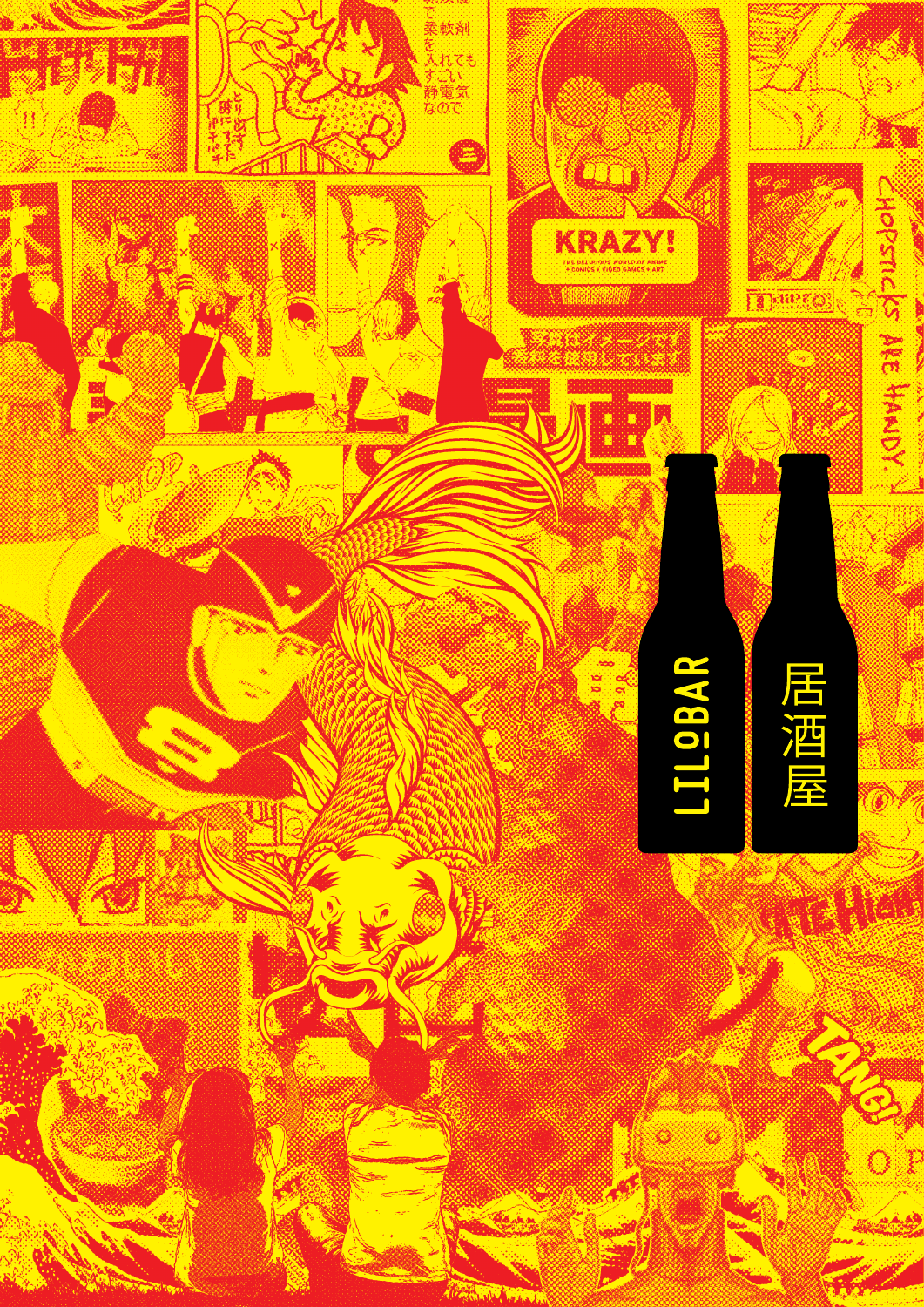LILOBAR

居酒屋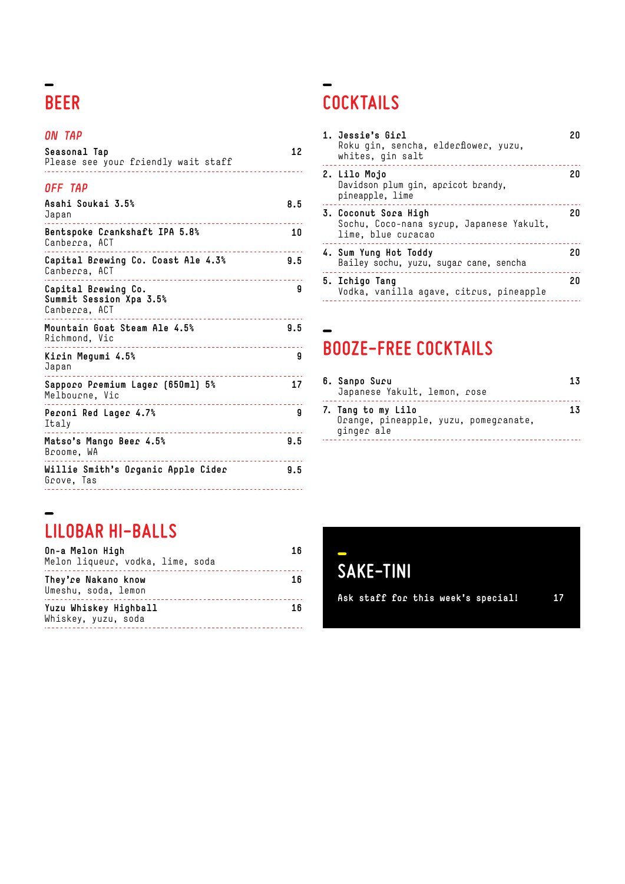# BEER

### *ON TAP*

**Seasonal Tap** — 12
Please see your friendly wait staff

### *OFF TAP*

**Asahi Soukai 3.5%** — 8.5
Japan

**Bentspoke Crankshaft IPA 5.8%** — 10
Canberra, ACT

**Capital Brewing Co. Coast Ale 4.3%** — 9.5
Canberra, ACT

**Capital Brewing Co. Summit Session Xpa 3.5%** — 9
Canberra, ACT

**Mountain Goat Steam Ale 4.5%** — 9.5
Richmond, Vic

**Kirin Megumi 4.5%** — 9
Japan

**Sapporo Premium Lager (650ml) 5%** — 17
Melbourne, Vic

**Peroni Red Lager 4.7%** — 9
Italy

**Matso's Mango Beer 4.5%** — 9.5
Broome, WA

**Willie Smith's Organic Apple Cider** — 9.5
Grove, Tas

# LILOBAR HI-BALLS

**On-a Melon High** — 16
Melon liqueur, vodka, lime, soda

**They're Nakano know** — 16
Umeshu, soda, lemon

**Yuzu Whiskey Highball** — 16
Whiskey, yuzu, soda

# COCKTAILS

1. **Jessie's Girl** — 20
   Roku gin, sencha, elderflower, yuzu, whites, gin salt
2. **Lilo Mojo** — 20
   Davidson plum gin, apricot brandy, pineapple, lime
3. **Coconut Sora High** — 20
   Sochu, Coco-nana syrup, Japanese Yakult, lime, blue curacao
4. **Sum Yung Hot Toddy** — 20
   Bailey sochu, yuzu, sugar cane, sencha
5. **Ichigo Tang** — 20
   Vodka, vanilla agave, citrus, pineapple

# BOOZE-FREE COCKTAILS

6. **Sanpo Suru** — 13
   Japanese Yakult, lemon, rose
7. **Tang to my Lilo** — 13
   Orange, pineapple, yuzu, pomegranate, ginger ale

# SAKE-TINI

**Ask staff for this week's special!** — 17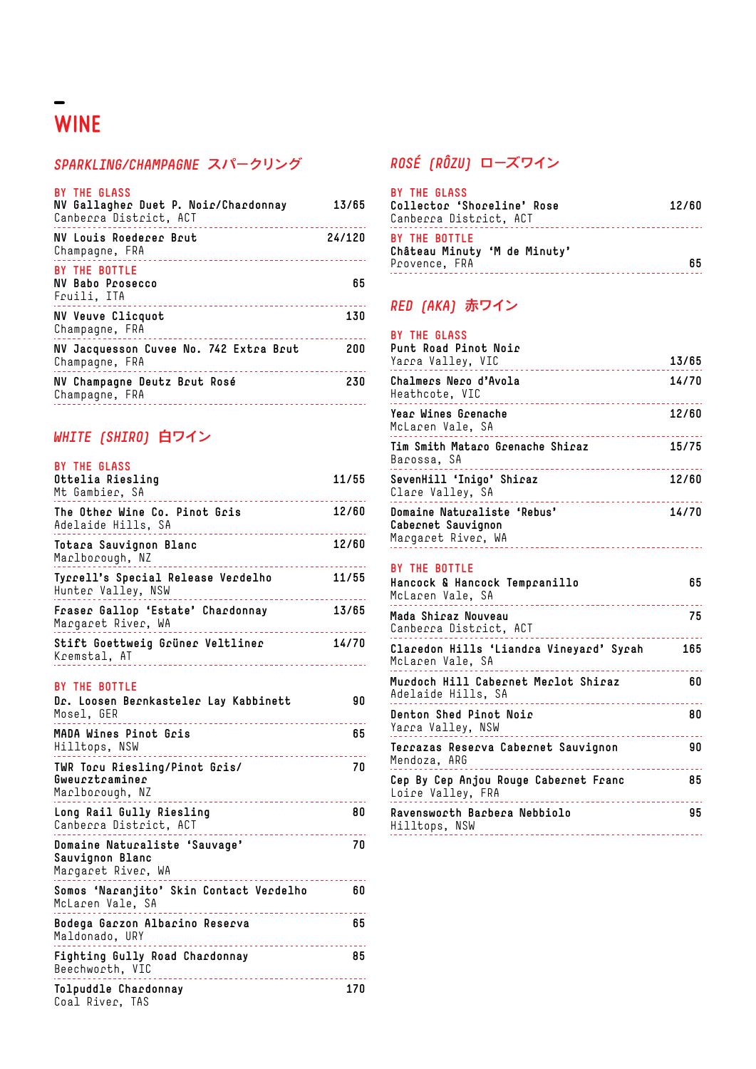# WINE

## SPARKLING/CHAMPAGNE スパークリング

### BY THE GLASS

| Wine | Price |
|---|---|
| NV Gallagher Duet P. Noir/Chardonnay<br>Canberra District, ACT | 13/65 |
| NV Louis Roederer Brut<br>Champagne, FRA | 24/120 |

### BY THE BOTTLE

| Wine | Price |
|---|---|
| NV Babo Prosecco<br>Fruili, ITA | 65 |
| NV Veuve Clicquot<br>Champagne, FRA | 130 |
| NV Jacquesson Cuvee No. 742 Extra Brut<br>Champagne, FRA | 200 |
| NV Champagne Deutz Brut Rosé<br>Champagne, FRA | 230 |

## WHITE (SHIRO) 白ワイン

### BY THE GLASS

| Wine | Price |
|---|---|
| Ottelia Riesling<br>Mt Gambier, SA | 11/55 |
| The Other Wine Co. Pinot Gris<br>Adelaide Hills, SA | 12/60 |
| Totara Sauvignon Blanc<br>Marlborough, NZ | 12/60 |
| Tyrrell's Special Release Verdelho<br>Hunter Valley, NSW | 11/55 |
| Fraser Gallop 'Estate' Chardonnay<br>Margaret River, WA | 13/65 |
| Stift Goettweig Grüner Veltliner<br>Kremstal, AT | 14/70 |

### BY THE BOTTLE

| Wine | Price |
|---|---|
| Dr. Loosen Bernkasteler Lay Kabbinett<br>Mosel, GER | 90 |
| MADA Wines Pinot Gris<br>Hilltops, NSW | 65 |
| TWR Toru Riesling/Pinot Gris/Gwerztraminer<br>Marlborough, NZ | 70 |
| Long Rail Gully Riesling<br>Canberra District, ACT | 80 |
| Domaine Naturaliste 'Sauvage' Sauvignon Blanc<br>Margaret River, WA | 70 |
| Somos 'Naranjito' Skin Contact Verdelho<br>McLaren Vale, SA | 60 |
| Bodega Garzon Albarino Reserva<br>Maldonado, URY | 65 |
| Fighting Gully Road Chardonnay<br>Beechworth, VIC | 85 |
| Tolpuddle Chardonnay<br>Coal River, TAS | 170 |

## ROSÉ (RÔZU) ローズワイン

### BY THE GLASS

| Wine | Price |
|---|---|
| Collector 'Shoreline' Rose<br>Canberra District, ACT | 12/60 |

### BY THE BOTTLE

| Wine | Price |
|---|---|
| Château Minuty 'M de Minuty'<br>Provence, FRA | 65 |

## RED (AKA) 赤ワイン

### BY THE GLASS

| Wine | Price |
|---|---|
| Punt Road Pinot Noir<br>Yarra Valley, VIC | 13/65 |
| Chalmers Nero d'Avola<br>Heathcote, VIC | 14/70 |
| Year Wines Grenache<br>McLaren Vale, SA | 12/60 |
| Tim Smith Mataro Grenache Shiraz<br>Barossa, SA | 15/75 |
| SevenHill 'Inigo' Shiraz<br>Clare Valley, SA | 12/60 |
| Domaine Naturaliste 'Rebus' Cabernet Sauvignon<br>Margaret River, WA | 14/70 |

### BY THE BOTTLE

| Wine | Price |
|---|---|
| Hancock & Hancock Tempranillo<br>McLaren Vale, SA | 65 |
| Mada Shiraz Nouveau<br>Canberra District, ACT | 75 |
| Claredon Hills 'Liandra Vineyard' Syrah<br>McLaren Vale, SA | 165 |
| Murdoch Hill Cabernet Merlot Shiraz<br>Adelaide Hills, SA | 60 |
| Denton Shed Pinot Noir<br>Yarra Valley, NSW | 80 |
| Terrazas Reserva Cabernet Sauvignon<br>Mendoza, ARG | 90 |
| Cep By Cep Anjou Rouge Cabernet Franc<br>Loire Valley, FRA | 85 |
| Ravensworth Barbera Nebbiolo<br>Hilltops, NSW | 95 |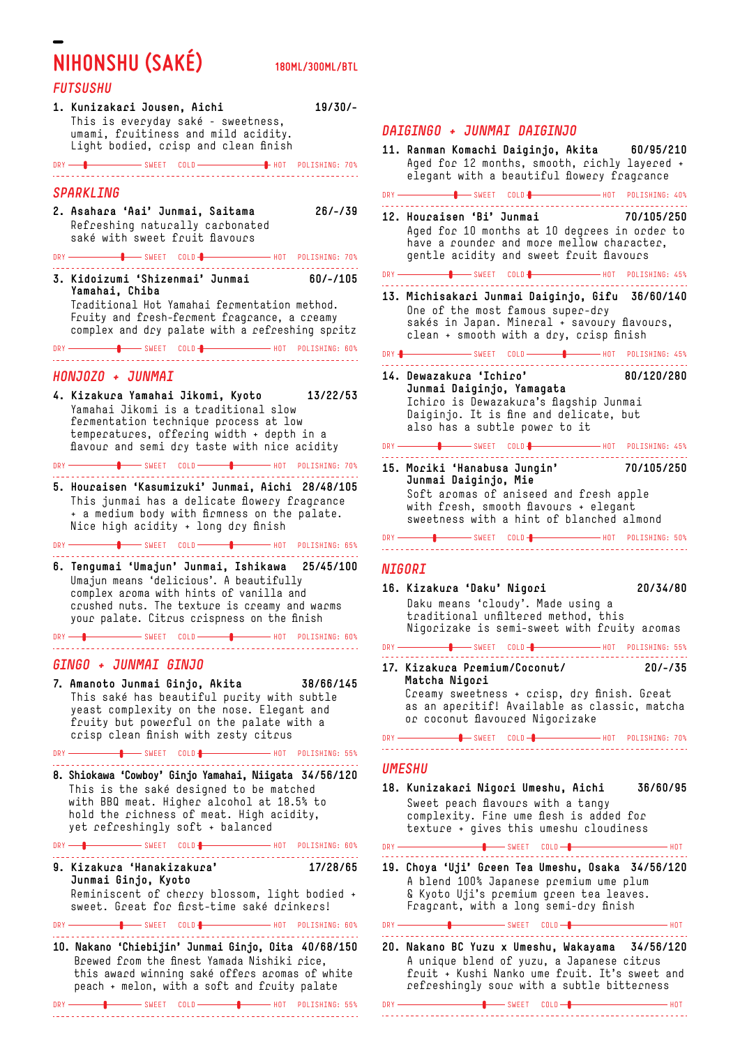# NIHONSHU (SAKÉ)

180ML/300ML/BTL

## *FUTSUSHU*

**1. Kunizakari Jousen, Aichi** 19/30/-

This is everyday saké - sweetness, umami, fruitiness and mild acidity. Light bodied, crisp and clean finish

DRY — SWEET COLD — HOT POLISHING: 70%

## *SPARKLING*

**2. Asahara 'Aai' Junmai, Saitama** 26/-/39

Refreshing naturally carbonated saké with sweet fruit flavours

DRY — SWEET COLD — HOT POLISHING: 70%

**3. Kidoizumi 'Shizenmai' Junmai Yamahai, Chiba** 60/-/105

Traditional Hot Yamahai fermentation method. Fruity and fresh-ferment fragrance, a creamy complex and dry palate with a refreshing spritz

DRY — SWEET COLD — HOT POLISHING: 60%

## *HONJOZO + JUNMAI*

**4. Kizakura Yamahai Jikomi, Kyoto** 13/22/53

Yamahai Jikomi is a traditional slow fermentation technique process at low temperatures, offering width + depth in a flavour and semi dry taste with nice acidity

DRY — SWEET COLD — HOT POLISHING: 70%

**5. Houraisen 'Kasumizuki' Junmai, Aichi** 28/48/105

This junmai has a delicate flowery fragrance + a medium body with firmness on the palate. Nice high acidity + long dry finish

DRY — SWEET COLD — HOT POLISHING: 65%

**6. Tengumai 'Umajun' Junmai, Ishikawa** 25/45/100

Umajun means 'delicious'. A beautifully complex aroma with hints of vanilla and crushed nuts. The texture is creamy and warms your palate. Citrus crispness on the finish

DRY — SWEET COLD — HOT POLISHING: 60%

## *GINGO + JUNMAI GINJO*

**7. Amanoto Junmai Ginjo, Akita** 38/66/145

This saké has beautiful purity with subtle yeast complexity on the nose. Elegant and fruity but powerful on the palate with a crisp clean finish with zesty citrus

DRY — SWEET COLD — HOT POLISHING: 55%

**8. Shiokawa 'Cowboy' Ginjo Yamahai, Niigata** 34/56/120

This is the saké designed to be matched with BBQ meat. Higher alcohol at 18.5% to hold the richness of meat. High acidity, yet refreshingly soft + balanced

DRY — SWEET COLD — HOT POLISHING: 60%

**9. Kizakura 'Hanakizakura' Junmai Ginjo, Kyoto** 17/28/65

Reminiscent of cherry blossom, light bodied + sweet. Great for first-time saké drinkers!

DRY — SWEET COLD — HOT POLISHING: 60%

**10. Nakano 'Chiebijin' Junmai Ginjo, Oita** 40/68/150

Brewed from the finest Yamada Nishiki rice, this award winning saké offers aromas of white peach + melon, with a soft and fruity palate

DRY — SWEET COLD — HOT POLISHING: 55%

## *DAIGINJO + JUNMAI DAIGINJO*

**11. Ranman Komachi Daiginjo, Akita** 60/95/210

Aged for 12 months, smooth, richly layered + elegant with a beautiful flowery fragrance

DRY — SWEET COLD — HOT POLISHING: 40%

**12. Houraisen 'Bi' Junmai** 70/105/250

Aged for 10 months at 10 degrees in order to have a rounder and more mellow character, gentle acidity and sweet fruit flavours

DRY — SWEET COLD — HOT POLISHING: 45%

**13. Michisakari Junmai Daiginjo, Gifu** 36/60/140

One of the most famous super-dry sakés in Japan. Mineral + savoury flavours, clean + smooth with a dry, crisp finish

DRY — SWEET COLD — HOT POLISHING: 45%

**14. Dewazakura 'Ichiro' Junmai Daiginjo, Yamagata** 80/120/280

Ichiro is Dewazakura's flagship Junmai Daiginjo. It is fine and delicate, but also has a subtle power to it

DRY — SWEET COLD — HOT POLISHING: 45%

**15. Moriki 'Hanabusa Jungin' Junmai Daiginjo, Mie** 70/105/250

Soft aromas of aniseed and fresh apple with fresh, smooth flavours + elegant sweetness with a hint of blanched almond

DRY — SWEET COLD — HOT POLISHING: 50%

## *NIGORI*

**16. Kizakura 'Daku' Nigori** 20/34/80

Daku means 'cloudy'. Made using a traditional unfiltered method, this Nigorizake is semi-sweet with fruity aromas

DRY — SWEET COLD — HOT POLISHING: 55%

**17. Kizakura Premium/Coconut/ Matcha Nigori** 20/-/35

Creamy sweetness + crisp, dry finish. Great as an aperitif! Available as classic, matcha or coconut flavoured Nigorizake

DRY — SWEET COLD — HOT POLISHING: 70%

## *UMESHU*

**18. Kunizakari Nigori Umeshu, Aichi** 36/60/95

Sweet peach flavours with a tangy complexity. Fine ume flesh is added for texture + gives this umeshu cloudiness

DRY — SWEET COLD — HOT

**19. Choya 'Uji' Green Tea Umeshu, Osaka** 34/56/120

A blend 100% Japanese premium ume plum & Kyoto Uji's premium green tea leaves. Fragrant, with a long semi-dry finish

DRY — SWEET COLD — HOT

**20. Nakano BC Yuzu x Umeshu, Wakayama** 34/56/120

A unique blend of yuzu, a Japanese citrus fruit + Kushi Nanko ume fruit. It's sweet and refreshingly sour with a subtle bitterness

DRY — SWEET COLD — HOT